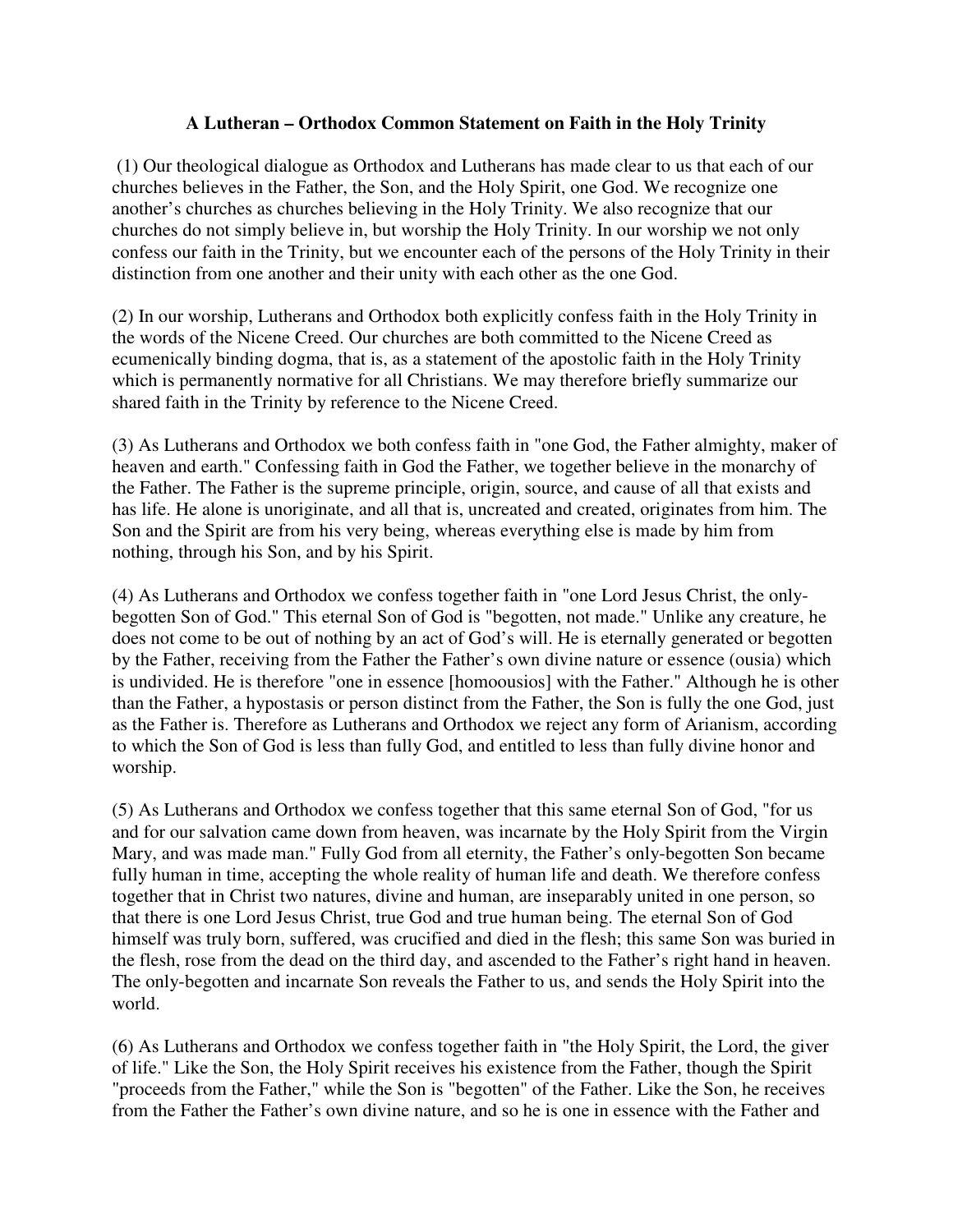# A Lutheran – Orthodox Common Statement on Faith in the Holy Trinity

(1) Our theological dialogue as Orthodox and Lutherans has made clear to us that each of our churches believes in the Father, the Son, and the Holy Spirit, one God. We recognize one another's churches as churches believing in the Holy Trinity. We also recognize that our churches do not simply believe in, but worship the Holy Trinity. In our worship we not only confess our faith in the Trinity, but we encounter each of the persons of the Holy Trinity in their distinction from one another and their unity with each other as the one God.

(2) In our worship, Lutherans and Orthodox both explicitly confess faith in the Holy Trinity in the words of the Nicene Creed. Our churches are both committed to the Nicene Creed as ecumenically binding dogma, that is, as a statement of the apostolic faith in the Holy Trinity which is permanently normative for all Christians. We may therefore briefly summarize our shared faith in the Trinity by reference to the Nicene Creed.

(3) As Lutherans and Orthodox we both confess faith in "one God, the Father almighty, maker of heaven and earth." Confessing faith in God the Father, we together believe in the monarchy of the Father. The Father is the supreme principle, origin, source, and cause of all that exists and has life. He alone is unoriginate, and all that is, uncreated and created, originates from him. The Son and the Spirit are from his very being, whereas everything else is made by him from nothing, through his Son, and by his Spirit.

(4) As Lutherans and Orthodox we confess together faith in "one Lord Jesus Christ, the only-begotten Son of God." This eternal Son of God is "begotten, not made." Unlike any creature, he does not come to be out of nothing by an act of God's will. He is eternally generated or begotten by the Father, receiving from the Father the Father's own divine nature or essence (ousia) which is undivided. He is therefore "one in essence [homoousios] with the Father." Although he is other than the Father, a hypostasis or person distinct from the Father, the Son is fully the one God, just as the Father is. Therefore as Lutherans and Orthodox we reject any form of Arianism, according to which the Son of God is less than fully God, and entitled to less than fully divine honor and worship.

(5) As Lutherans and Orthodox we confess together that this same eternal Son of God, "for us and for our salvation came down from heaven, was incarnate by the Holy Spirit from the Virgin Mary, and was made man." Fully God from all eternity, the Father's only-begotten Son became fully human in time, accepting the whole reality of human life and death. We therefore confess together that in Christ two natures, divine and human, are inseparably united in one person, so that there is one Lord Jesus Christ, true God and true human being. The eternal Son of God himself was truly born, suffered, was crucified and died in the flesh; this same Son was buried in the flesh, rose from the dead on the third day, and ascended to the Father's right hand in heaven. The only-begotten and incarnate Son reveals the Father to us, and sends the Holy Spirit into the world.

(6) As Lutherans and Orthodox we confess together faith in "the Holy Spirit, the Lord, the giver of life." Like the Son, the Holy Spirit receives his existence from the Father, though the Spirit "proceeds from the Father," while the Son is "begotten" of the Father. Like the Son, he receives from the Father the Father's own divine nature, and so he is one in essence with the Father and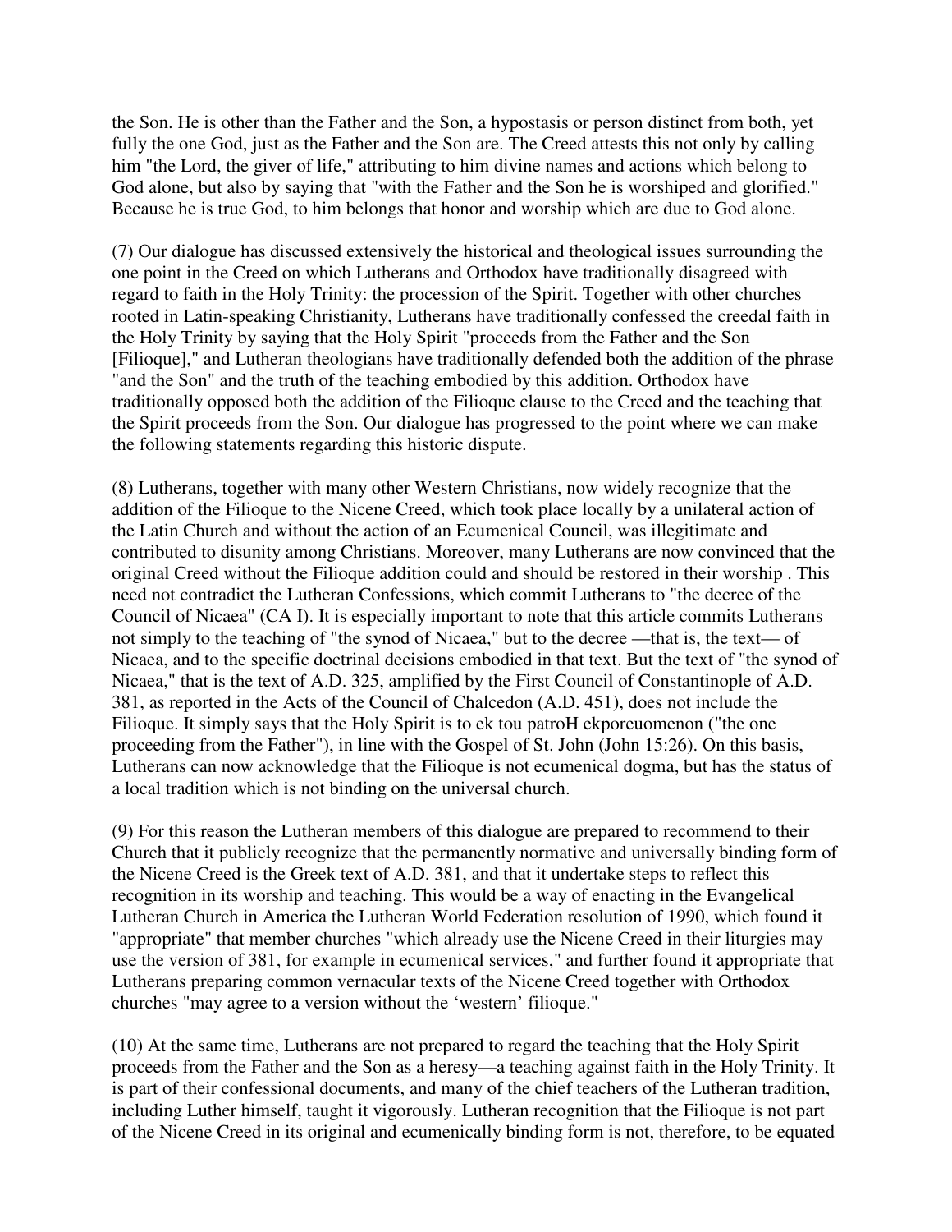the Son. He is other than the Father and the Son, a hypostasis or person distinct from both, yet fully the one God, just as the Father and the Son are. The Creed attests this not only by calling him "the Lord, the giver of life," attributing to him divine names and actions which belong to God alone, but also by saying that "with the Father and the Son he is worshiped and glorified." Because he is true God, to him belongs that honor and worship which are due to God alone.

(7) Our dialogue has discussed extensively the historical and theological issues surrounding the one point in the Creed on which Lutherans and Orthodox have traditionally disagreed with regard to faith in the Holy Trinity: the procession of the Spirit. Together with other churches rooted in Latin-speaking Christianity, Lutherans have traditionally confessed the creedal faith in the Holy Trinity by saying that the Holy Spirit "proceeds from the Father and the Son [Filioque]," and Lutheran theologians have traditionally defended both the addition of the phrase "and the Son" and the truth of the teaching embodied by this addition. Orthodox have traditionally opposed both the addition of the Filioque clause to the Creed and the teaching that the Spirit proceeds from the Son. Our dialogue has progressed to the point where we can make the following statements regarding this historic dispute.

(8) Lutherans, together with many other Western Christians, now widely recognize that the addition of the Filioque to the Nicene Creed, which took place locally by a unilateral action of the Latin Church and without the action of an Ecumenical Council, was illegitimate and contributed to disunity among Christians. Moreover, many Lutherans are now convinced that the original Creed without the Filioque addition could and should be restored in their worship . This need not contradict the Lutheran Confessions, which commit Lutherans to "the decree of the Council of Nicaea" (CA I). It is especially important to note that this article commits Lutherans not simply to the teaching of "the synod of Nicaea," but to the decree —that is, the text— of Nicaea, and to the specific doctrinal decisions embodied in that text. But the text of "the synod of Nicaea," that is the text of A.D. 325, amplified by the First Council of Constantinople of A.D. 381, as reported in the Acts of the Council of Chalcedon (A.D. 451), does not include the Filioque. It simply says that the Holy Spirit is to ek tou patroH ekporeuomenon ("the one proceeding from the Father"), in line with the Gospel of St. John (John 15:26). On this basis, Lutherans can now acknowledge that the Filioque is not ecumenical dogma, but has the status of a local tradition which is not binding on the universal church.

(9) For this reason the Lutheran members of this dialogue are prepared to recommend to their Church that it publicly recognize that the permanently normative and universally binding form of the Nicene Creed is the Greek text of A.D. 381, and that it undertake steps to reflect this recognition in its worship and teaching. This would be a way of enacting in the Evangelical Lutheran Church in America the Lutheran World Federation resolution of 1990, which found it "appropriate" that member churches "which already use the Nicene Creed in their liturgies may use the version of 381, for example in ecumenical services," and further found it appropriate that Lutherans preparing common vernacular texts of the Nicene Creed together with Orthodox churches "may agree to a version without the 'western' filioque."

(10) At the same time, Lutherans are not prepared to regard the teaching that the Holy Spirit proceeds from the Father and the Son as a heresy—a teaching against faith in the Holy Trinity. It is part of their confessional documents, and many of the chief teachers of the Lutheran tradition, including Luther himself, taught it vigorously. Lutheran recognition that the Filioque is not part of the Nicene Creed in its original and ecumenically binding form is not, therefore, to be equated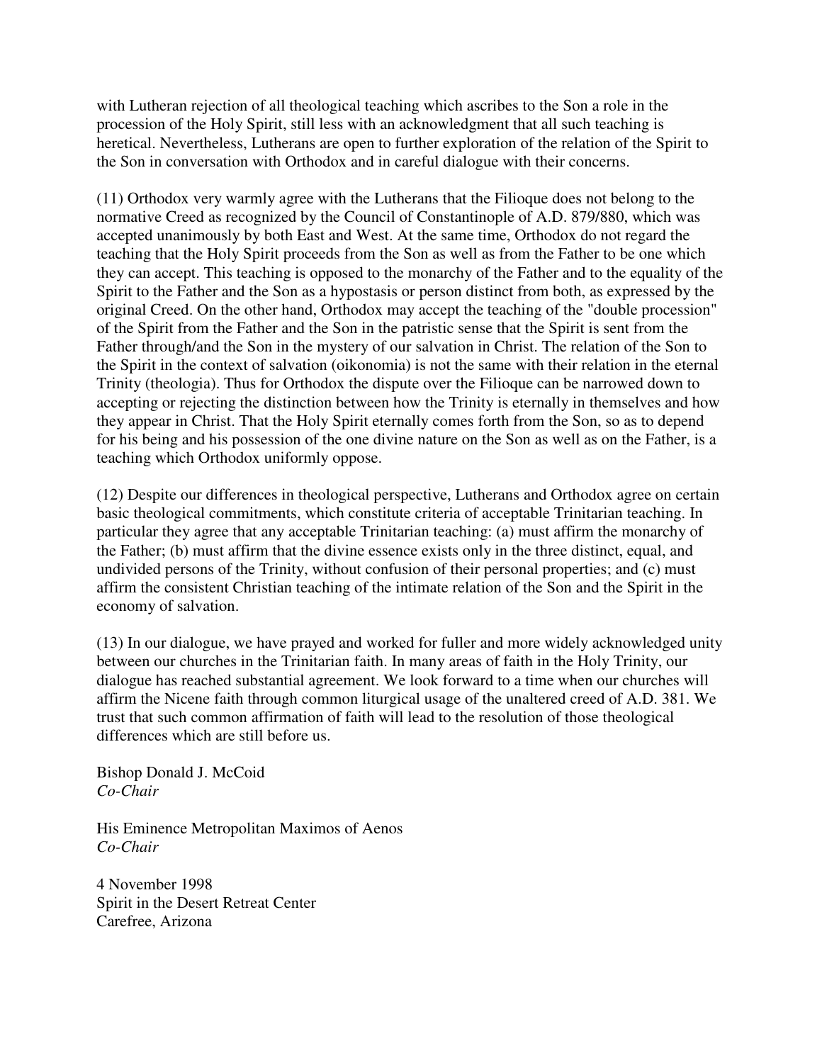with Lutheran rejection of all theological teaching which ascribes to the Son a role in the procession of the Holy Spirit, still less with an acknowledgment that all such teaching is heretical. Nevertheless, Lutherans are open to further exploration of the relation of the Spirit to the Son in conversation with Orthodox and in careful dialogue with their concerns.

(11) Orthodox very warmly agree with the Lutherans that the Filioque does not belong to the normative Creed as recognized by the Council of Constantinople of A.D. 879/880, which was accepted unanimously by both East and West. At the same time, Orthodox do not regard the teaching that the Holy Spirit proceeds from the Son as well as from the Father to be one which they can accept. This teaching is opposed to the monarchy of the Father and to the equality of the Spirit to the Father and the Son as a hypostasis or person distinct from both, as expressed by the original Creed. On the other hand, Orthodox may accept the teaching of the "double procession" of the Spirit from the Father and the Son in the patristic sense that the Spirit is sent from the Father through/and the Son in the mystery of our salvation in Christ. The relation of the Son to the Spirit in the context of salvation (oikonomia) is not the same with their relation in the eternal Trinity (theologia). Thus for Orthodox the dispute over the Filioque can be narrowed down to accepting or rejecting the distinction between how the Trinity is eternally in themselves and how they appear in Christ. That the Holy Spirit eternally comes forth from the Son, so as to depend for his being and his possession of the one divine nature on the Son as well as on the Father, is a teaching which Orthodox uniformly oppose.

(12) Despite our differences in theological perspective, Lutherans and Orthodox agree on certain basic theological commitments, which constitute criteria of acceptable Trinitarian teaching. In particular they agree that any acceptable Trinitarian teaching: (a) must affirm the monarchy of the Father; (b) must affirm that the divine essence exists only in the three distinct, equal, and undivided persons of the Trinity, without confusion of their personal properties; and (c) must affirm the consistent Christian teaching of the intimate relation of the Son and the Spirit in the economy of salvation.

(13) In our dialogue, we have prayed and worked for fuller and more widely acknowledged unity between our churches in the Trinitarian faith. In many areas of faith in the Holy Trinity, our dialogue has reached substantial agreement. We look forward to a time when our churches will affirm the Nicene faith through common liturgical usage of the unaltered creed of A.D. 381. We trust that such common affirmation of faith will lead to the resolution of those theological differences which are still before us.

Bishop Donald J. McCoid
*Co-Chair*

His Eminence Metropolitan Maximos of Aenos
*Co-Chair*

4 November 1998
Spirit in the Desert Retreat Center
Carefree, Arizona